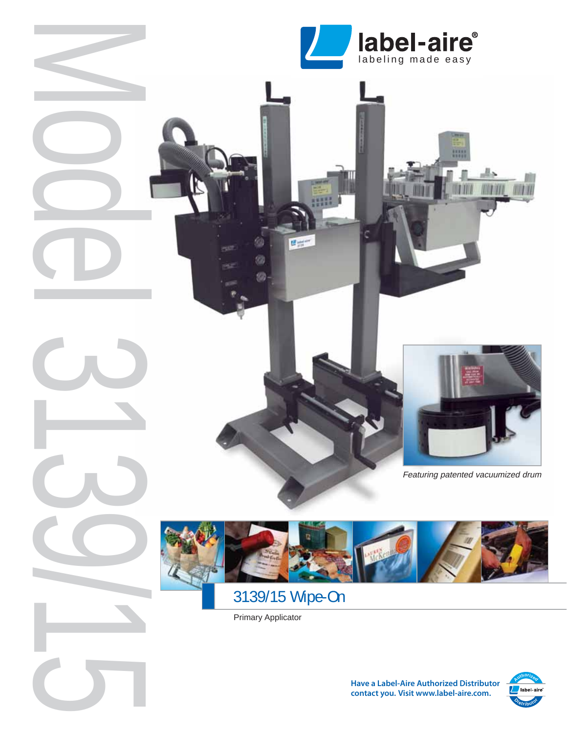# Model 3139/15

label-aire®
labeling made easy

*Featuring patented vacuumized drum*

## 3139/15 Wipe-On

Primary Applicator

**Have a Label-Aire Authorized Distributor contact you. Visit www.label-aire.com.**

Authorized label-aire® Distributor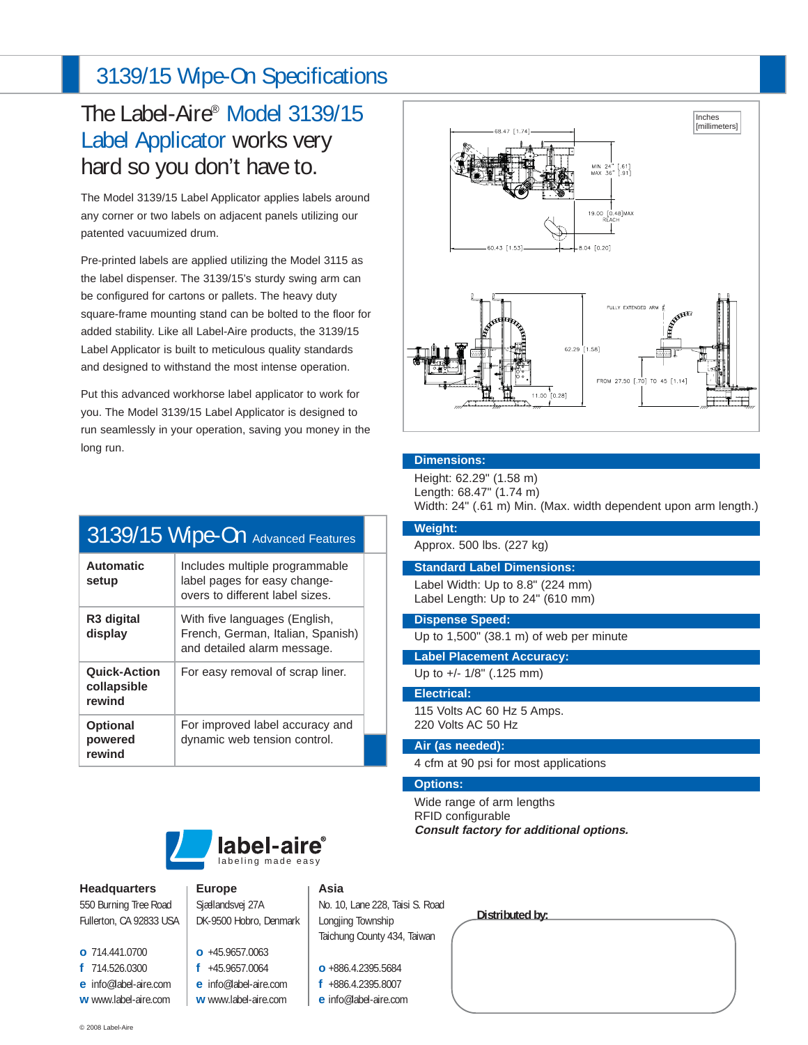# 3139/15 Wipe-On Specifications

## The Label-Aire® Model 3139/15 Label Applicator works very hard so you don't have to.

The Model 3139/15 Label Applicator applies labels around any corner or two labels on adjacent panels utilizing our patented vacuumized drum.

Pre-printed labels are applied utilizing the Model 3115 as the label dispenser. The 3139/15's sturdy swing arm can be configured for cartons or pallets. The heavy duty square-frame mounting stand can be bolted to the floor for added stability. Like all Label-Aire products, the 3139/15 Label Applicator is built to meticulous quality standards and designed to withstand the most intense operation.

Put this advanced workhorse label applicator to work for you. The Model 3139/15 Label Applicator is designed to run seamlessly in your operation, saving you money in the long run.

Inches [millimeters]

68.47 [1.74]
MIN 24" [.61]
MAX 36" [.91]
19.00 [0.48] MAX REACH
60.43 [1.53]
8.04 [0.20]
62.29 [1.58]
11.00 [0.28]
FULLY EXTENDED ARM
FROM 27.50 [.70] TO 45 [1.14]

## 3139/15 Wipe-On Advanced Features

| | |
|---|---|
| **Automatic setup** | Includes multiple programmable label pages for easy change-overs to different label sizes. |
| **R3 digital display** | With five languages (English, French, German, Italian, Spanish) and detailed alarm message. |
| **Quick-Action collapsible rewind** | For easy removal of scrap liner. |
| **Optional powered rewind** | For improved label accuracy and dynamic web tension control. |

### Dimensions:
Height: 62.29" (1.58 m)
Length: 68.47" (1.74 m)
Width: 24" (.61 m) Min. (Max. width dependent upon arm length.)

### Weight:
Approx. 500 lbs. (227 kg)

### Standard Label Dimensions:
Label Width: Up to 8.8" (224 mm)
Label Length: Up to 24" (610 mm)

### Dispense Speed:
Up to 1,500" (38.1 m) of web per minute

### Label Placement Accuracy:
Up to +/- 1/8" (.125 mm)

### Electrical:
115 Volts AC 60 Hz 5 Amps.
220 Volts AC 50 Hz

### Air (as needed):
4 cfm at 90 psi for most applications

### Options:
Wide range of arm lengths
RFID configurable
***Consult factory for additional options.***

label-aire®
labeling made easy

**Headquarters**
550 Burning Tree Road
Fullerton, CA 92833 USA

**o** 714.441.0700
**f** 714.526.0300
**e** info@label-aire.com
**w** www.label-aire.com

**Europe**
Sjællandsvej 27A
DK-9500 Hobro, Denmark

**o** +45.9657.0063
**f** +45.9657.0064
**e** info@label-aire.com
**w** www.label-aire.com

**Asia**
No. 10, Lane 228, Taisi S. Road
Longjing Township
Taichung County 434, Taiwan

**o** +886.4.2395.5684
**f** +886.4.2395.8007
**e** info@label-aire.com

**Distributed by:**

© 2008 Label-Aire